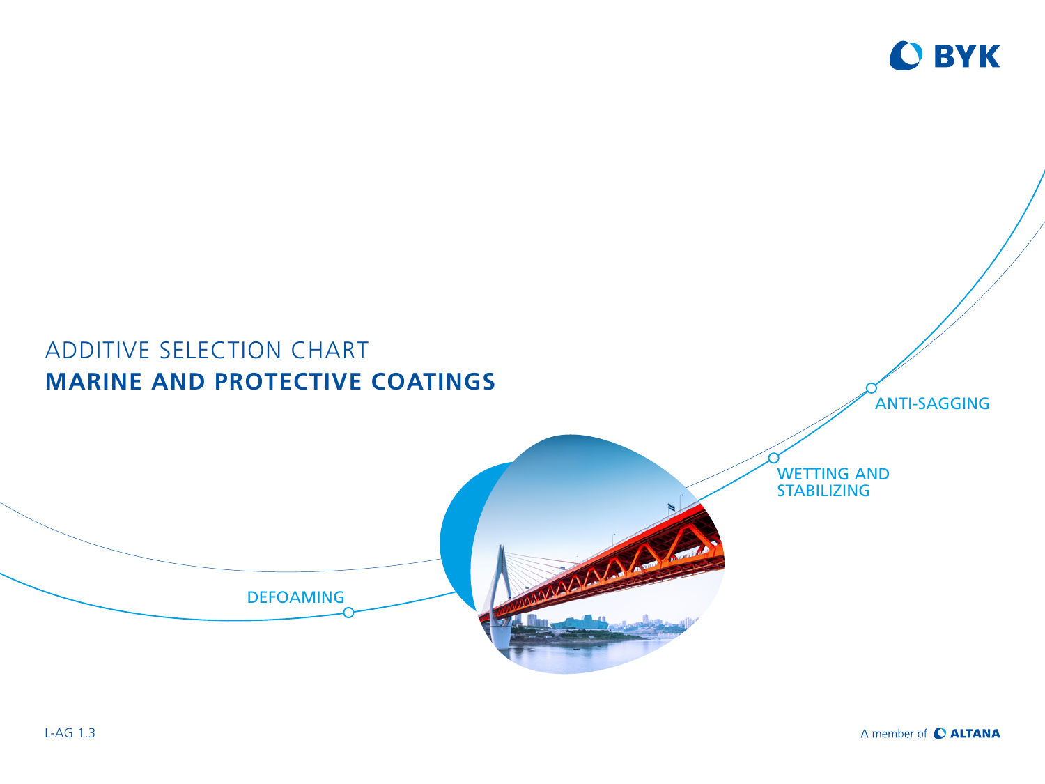BYK

# ADDITIVE SELECTION CHART

# MARINE AND PROTECTIVE COATINGS

ANTI-SAGGING

WETTING AND STABILIZING

DEFOAMING

L-AG 1.3

A member of ALTANA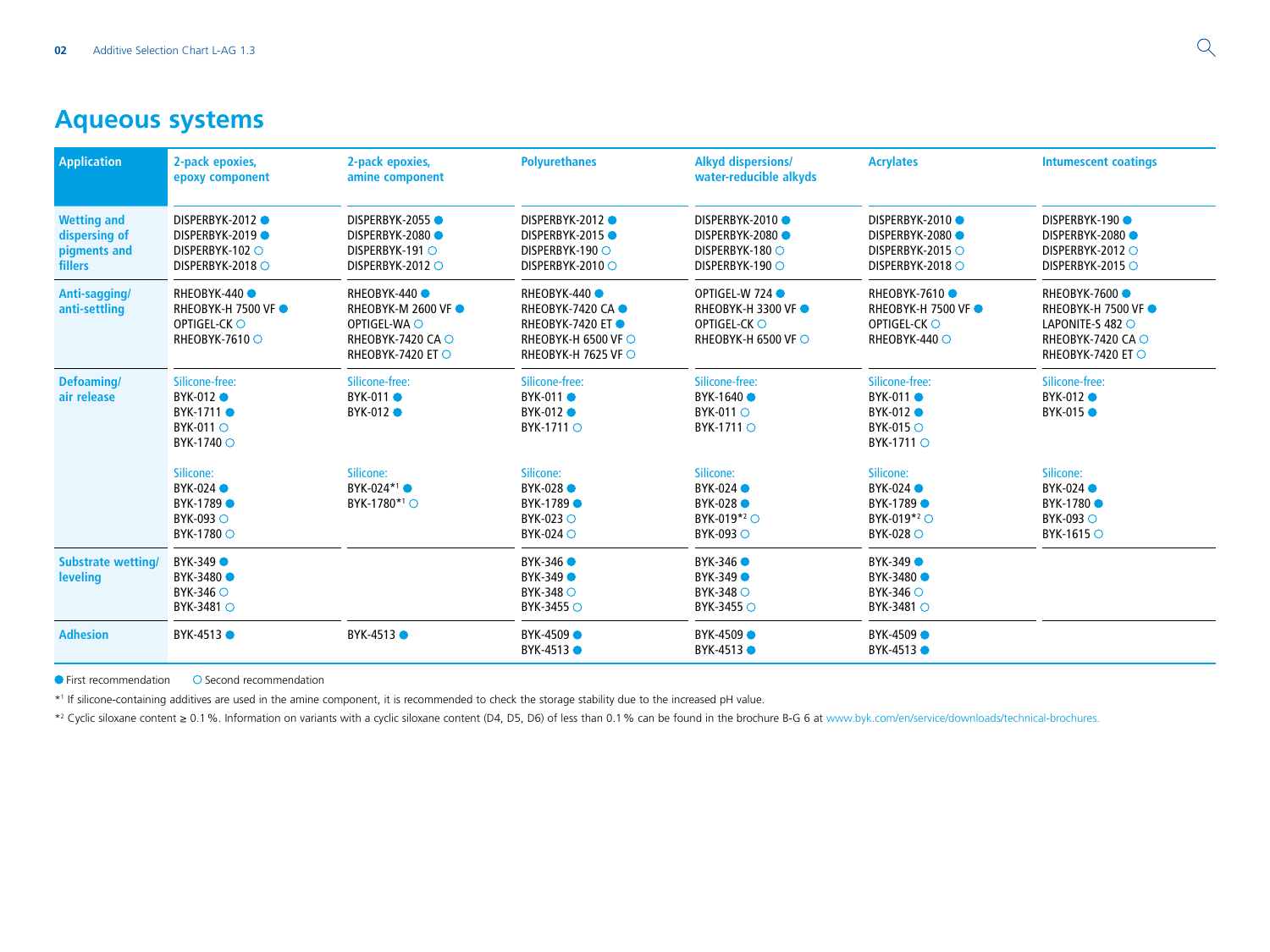# Aqueous systems

| Application | 2-pack epoxies, epoxy component | 2-pack epoxies, amine component | Polyurethanes | Alkyd dispersions/ water-reducible alkyds | Acrylates | Intumescent coatings |
|---|---|---|---|---|---|---|
| **Wetting and dispersing of pigments and fillers** | DISPERBYK-2012 ●<br>DISPERBYK-2019 ●<br>DISPERBYK-102 ○<br>DISPERBYK-2018 ○ | DISPERBYK-2055 ●<br>DISPERBYK-2080 ●<br>DISPERBYK-191 ○<br>DISPERBYK-2012 ○ | DISPERBYK-2012 ●<br>DISPERBYK-2015 ●<br>DISPERBYK-190 ○<br>DISPERBYK-2010 ○ | DISPERBYK-2010 ●<br>DISPERBYK-2080 ●<br>DISPERBYK-180 ○<br>DISPERBYK-190 ○ | DISPERBYK-2010 ●<br>DISPERBYK-2080 ●<br>DISPERBYK-2015 ○<br>DISPERBYK-2018 ○ | DISPERBYK-190 ●<br>DISPERBYK-2080 ●<br>DISPERBYK-2012 ○<br>DISPERBYK-2015 ○ |
| **Anti-sagging/ anti-settling** | RHEOBYK-440 ●<br>RHEOBYK-H 7500 VF ●<br>OPTIGEL-CK ○<br>RHEOBYK-7610 ○ | RHEOBYK-440 ●<br>RHEOBYK-M 2600 VF ●<br>OPTIGEL-WA ○<br>RHEOBYK-7420 CA ○<br>RHEOBYK-7420 ET ○ | RHEOBYK-440 ●<br>RHEOBYK-7420 CA ●<br>RHEOBYK-7420 ET ●<br>RHEOBYK-H 6500 VF ○<br>RHEOBYK-H 7625 VF ○ | OPTIGEL-W 724 ●<br>RHEOBYK-H 3300 VF ●<br>OPTIGEL-CK ○<br>RHEOBYK-H 6500 VF ○ | RHEOBYK-7610 ●<br>RHEOBYK-H 7500 VF ●<br>OPTIGEL-CK ○<br>RHEOBYK-440 ○ | RHEOBYK-7600 ●<br>RHEOBYK-H 7500 VF ●<br>LAPONITE-S 482 ○<br>RHEOBYK-7420 CA ○<br>RHEOBYK-7420 ET ○ |
| **Defoaming/ air release** | Silicone-free:<br>BYK-012 ●<br>BYK-1711 ●<br>BYK-011 ○<br>BYK-1740 ○<br><br>Silicone:<br>BYK-024 ●<br>BYK-1789 ●<br>BYK-093 ○<br>BYK-1780 ○ | Silicone-free:<br>BYK-011 ●<br>BYK-012 ●<br><br>Silicone:<br>BYK-024*[1] ●<br>BYK-1780*[1] ○ | Silicone-free:<br>BYK-011 ●<br>BYK-012 ●<br>BYK-1711 ○<br><br>Silicone:<br>BYK-028 ●<br>BYK-1789 ●<br>BYK-023 ○<br>BYK-024 ○ | Silicone-free:<br>BYK-1640 ●<br>BYK-011 ○<br>BYK-1711 ○<br><br>Silicone:<br>BYK-024 ●<br>BYK-028 ●<br>BYK-019*[2] ○<br>BYK-093 ○ | Silicone-free:<br>BYK-011 ●<br>BYK-012 ●<br>BYK-015 ○<br>BYK-1711 ○<br><br>Silicone:<br>BYK-024 ●<br>BYK-1789 ●<br>BYK-019*[2] ○<br>BYK-028 ○ | Silicone-free:<br>BYK-012 ●<br>BYK-015 ●<br><br>Silicone:<br>BYK-024 ●<br>BYK-1780 ●<br>BYK-093 ○<br>BYK-1615 ○ |
| **Substrate wetting/ leveling** | BYK-349 ●<br>BYK-3480 ●<br>BYK-346 ○<br>BYK-3481 ○ | | BYK-346 ●<br>BYK-349 ●<br>BYK-348 ○<br>BYK-3455 ○ | BYK-346 ●<br>BYK-349 ●<br>BYK-348 ○<br>BYK-3455 ○ | BYK-349 ●<br>BYK-3480 ●<br>BYK-346 ○<br>BYK-3481 ○ | |
| **Adhesion** | BYK-4513 ● | BYK-4513 ● | BYK-4509 ●<br>BYK-4513 ● | BYK-4509 ●<br>BYK-4513 ● | BYK-4509 ●<br>BYK-4513 ● | |

● First recommendation ○ Second recommendation

*[1] If silicone-containing additives are used in the amine component, it is recommended to check the storage stability due to the increased pH value.

*[2] Cyclic siloxane content ≥ 0.1 %. Information on variants with a cyclic siloxane content (D4, D5, D6) of less than 0.1 % can be found in the brochure B-G 6 at www.byk.com/en/service/downloads/technical-brochures.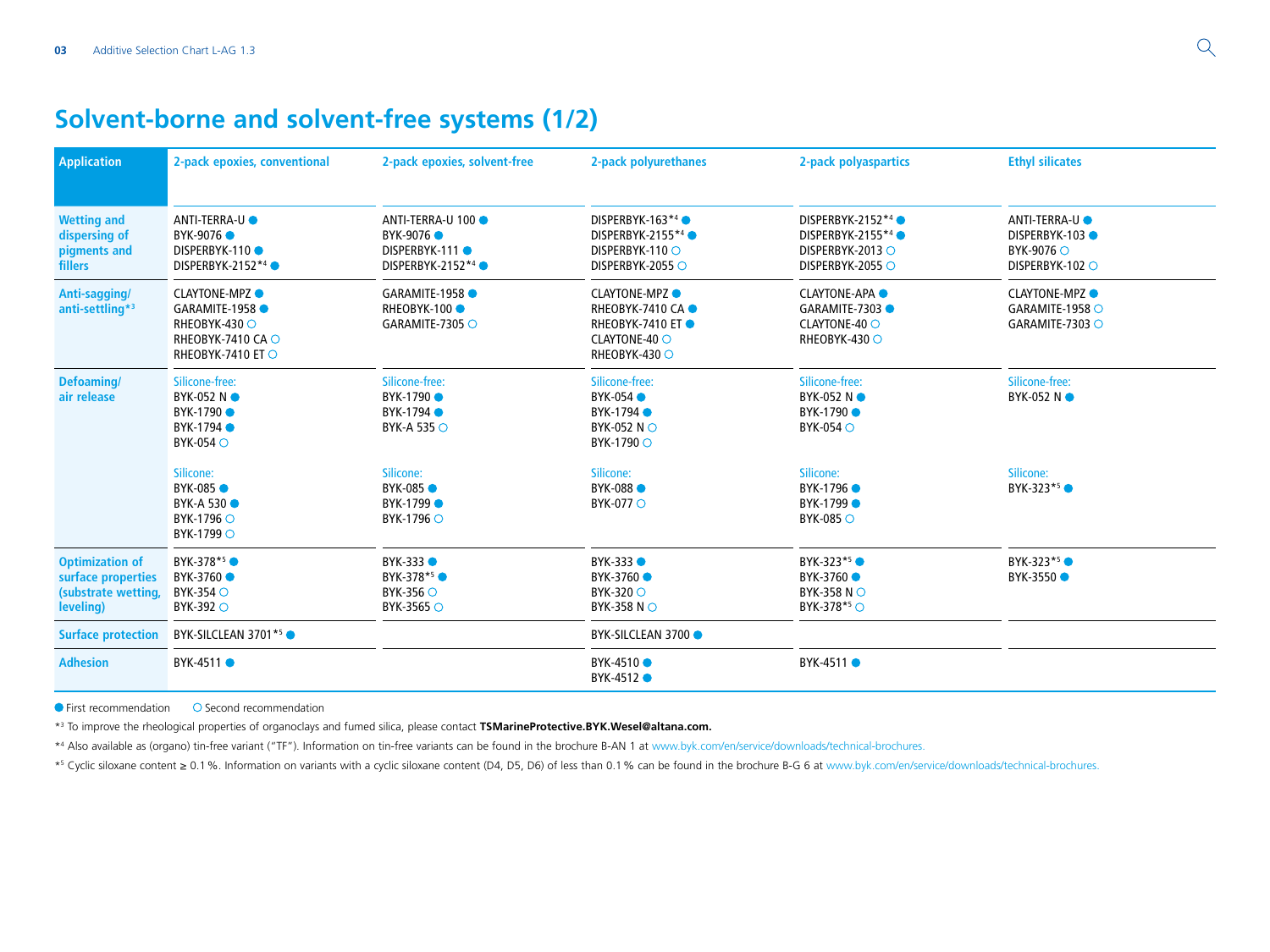## Solvent-borne and solvent-free systems (1/2)

| Application | 2-pack epoxies, conventional | 2-pack epoxies, solvent-free | 2-pack polyurethanes | 2-pack polyaspartics | Ethyl silicates |
|---|---|---|---|---|---|
| Wetting and dispersing of pigments and fillers | ANTI-TERRA-U ●<br>BYK-9076 ●<br>DISPERBYK-110 ●<br>DISPERBYK-2152*4 ● | ANTI-TERRA-U 100 ●<br>BYK-9076 ●<br>DISPERBYK-111 ●<br>DISPERBYK-2152*4 ● | DISPERBYK-163*4 ●<br>DISPERBYK-2155*4 ●<br>DISPERBYK-110 ○<br>DISPERBYK-2055 ○ | DISPERBYK-2152*4 ●<br>DISPERBYK-2155*4 ●<br>DISPERBYK-2013 ○<br>DISPERBYK-2055 ○ | ANTI-TERRA-U ●<br>DISPERBYK-103 ●<br>BYK-9076 ○<br>DISPERBYK-102 ○ |
| Anti-sagging/ anti-settling*3 | CLAYTONE-MPZ ●<br>GARAMITE-1958 ●<br>RHEOBYK-430 ○<br>RHEOBYK-7410 CA ○<br>RHEOBYK-7410 ET ○ | GARAMITE-1958 ●<br>RHEOBYK-100 ●<br>GARAMITE-7305 ○ | CLAYTONE-MPZ ●<br>RHEOBYK-7410 CA ●<br>RHEOBYK-7410 ET ●<br>CLAYTONE-40 ○<br>RHEOBYK-430 ○ | CLAYTONE-APA ●<br>GARAMITE-7303 ●<br>CLAYTONE-40 ○<br>RHEOBYK-430 ○ | CLAYTONE-MPZ ●<br>GARAMITE-1958 ○<br>GARAMITE-7303 ○ |
| Defoaming/ air release | Silicone-free:<br>BYK-052 N ●<br>BYK-1790 ●<br>BYK-1794 ●<br>BYK-054 ○<br><br>Silicone:<br>BYK-085 ●<br>BYK-A 530 ●<br>BYK-1796 ○<br>BYK-1799 ○ | Silicone-free:<br>BYK-1790 ●<br>BYK-1794 ●<br>BYK-A 535 ○<br><br>Silicone:<br>BYK-085 ●<br>BYK-1799 ●<br>BYK-1796 ○ | Silicone-free:<br>BYK-054 ●<br>BYK-1794 ●<br>BYK-052 N ○<br>BYK-1790 ○<br><br>Silicone:<br>BYK-088 ●<br>BYK-077 ○ | Silicone-free:<br>BYK-052 N ●<br>BYK-1790 ●<br>BYK-054 ○<br><br>Silicone:<br>BYK-1796 ●<br>BYK-1799 ●<br>BYK-085 ○ | Silicone-free:<br>BYK-052 N ●<br><br>Silicone:<br>BYK-323*5 ● |
| Optimization of surface properties (substrate wetting, leveling) | BYK-378*5 ●<br>BYK-3760 ●<br>BYK-354 ○<br>BYK-392 ○ | BYK-333 ●<br>BYK-378*5 ●<br>BYK-356 ○<br>BYK-3565 ○ | BYK-333 ●<br>BYK-3760 ●<br>BYK-320 ○<br>BYK-358 N ○ | BYK-323*5 ●<br>BYK-3760 ●<br>BYK-358 N ○<br>BYK-378*5 ○ | BYK-323*5 ●<br>BYK-3550 ● |
| Surface protection | BYK-SILCLEAN 3701*5 ● | | BYK-SILCLEAN 3700 ● | | |
| Adhesion | BYK-4511 ● | | BYK-4510 ●<br>BYK-4512 ● | BYK-4511 ● | |

● First recommendation ○ Second recommendation

*3 To improve the rheological properties of organoclays and fumed silica, please contact **TSMarineProtective.BYK.Wesel@altana.com.**

*4 Also available as (organo) tin-free variant ("TF"). Information on tin-free variants can be found in the brochure B-AN 1 at www.byk.com/en/service/downloads/technical-brochures.

*5 Cyclic siloxane content ≥ 0.1 %. Information on variants with a cyclic siloxane content (D4, D5, D6) of less than 0.1 % can be found in the brochure B-G 6 at www.byk.com/en/service/downloads/technical-brochures.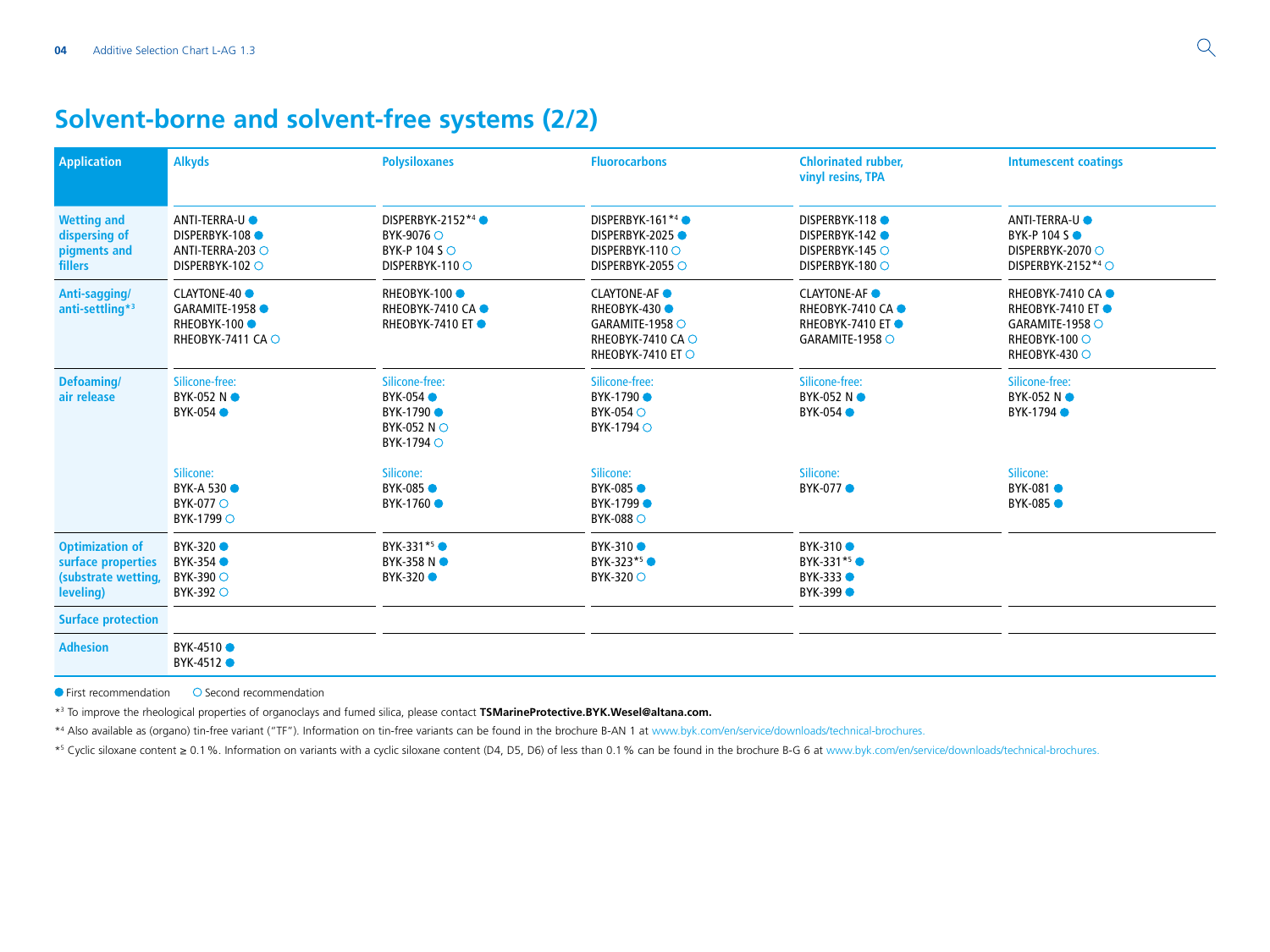## Solvent-borne and solvent-free systems (2/2)

| Application | Alkyds | Polysiloxanes | Fluorocarbons | Chlorinated rubber, vinyl resins, TPA | Intumescent coatings |
|---|---|---|---|---|---|
| Wetting and dispersing of pigments and fillers | ANTI-TERRA-U ●<br>DISPERBYK-108 ●<br>ANTI-TERRA-203 ○<br>DISPERBYK-102 ○ | DISPERBYK-2152*[4] ●<br>BYK-9076 ○<br>BYK-P 104 S ○<br>DISPERBYK-110 ○ | DISPERBYK-161*[4] ●<br>DISPERBYK-2025 ●<br>DISPERBYK-110 ○<br>DISPERBYK-2055 ○ | DISPERBYK-118 ●<br>DISPERBYK-142 ●<br>DISPERBYK-145 ○<br>DISPERBYK-180 ○ | ANTI-TERRA-U ●<br>BYK-P 104 S ●<br>DISPERBYK-2070 ○<br>DISPERBYK-2152*[4] ○ |
| Anti-sagging/ anti-settling*[3] | CLAYTONE-40 ●<br>GARAMITE-1958 ●<br>RHEOBYK-100 ●<br>RHEOBYK-7411 CA ○ | RHEOBYK-100 ●<br>RHEOBYK-7410 CA ●<br>RHEOBYK-7410 ET ● | CLAYTONE-AF ●<br>RHEOBYK-430 ●<br>GARAMITE-1958 ○<br>RHEOBYK-7410 CA ○<br>RHEOBYK-7410 ET ○ | CLAYTONE-AF ●<br>RHEOBYK-7410 CA ●<br>RHEOBYK-7410 ET ●<br>GARAMITE-1958 ○ | RHEOBYK-7410 CA ●<br>RHEOBYK-7410 ET ●<br>GARAMITE-1958 ○<br>RHEOBYK-100 ○<br>RHEOBYK-430 ○ |
| Defoaming/ air release | Silicone-free:<br>BYK-052 N ●<br>BYK-054 ●<br><br>Silicone:<br>BYK-A 530 ●<br>BYK-077 ○<br>BYK-1799 ○ | Silicone-free:<br>BYK-054 ●<br>BYK-1790 ●<br>BYK-052 N ○<br>BYK-1794 ○<br><br>Silicone:<br>BYK-085 ●<br>BYK-1760 ● | Silicone-free:<br>BYK-1790 ●<br>BYK-054 ○<br>BYK-1794 ○<br><br>Silicone:<br>BYK-085 ●<br>BYK-1799 ●<br>BYK-088 ○ | Silicone-free:<br>BYK-052 N ●<br>BYK-054 ●<br><br>Silicone:<br>BYK-077 ● | Silicone-free:<br>BYK-052 N ●<br>BYK-1794 ●<br><br>Silicone:<br>BYK-081 ●<br>BYK-085 ● |
| Optimization of surface properties (substrate wetting, leveling) | BYK-320 ●<br>BYK-354 ●<br>BYK-390 ○<br>BYK-392 ○ | BYK-331*[5] ●<br>BYK-358 N ●<br>BYK-320 ● | BYK-310 ●<br>BYK-323*[5] ●<br>BYK-320 ○ | BYK-310 ●<br>BYK-331*[5] ●<br>BYK-333 ●<br>BYK-399 ● | |
| Surface protection | | | | | |
| Adhesion | BYK-4510 ●<br>BYK-4512 ● | | | | |

● First recommendation ○ Second recommendation

*[3] To improve the rheological properties of organoclays and fumed silica, please contact **TSMarineProtective.BYK.Wesel@altana.com.**

*[4] Also available as (organo) tin-free variant ("TF"). Information on tin-free variants can be found in the brochure B-AN 1 at www.byk.com/en/service/downloads/technical-brochures.

*[5] Cyclic siloxane content ≥ 0.1 %. Information on variants with a cyclic siloxane content (D4, D5, D6) of less than 0.1 % can be found in the brochure B-G 6 at www.byk.com/en/service/downloads/technical-brochures.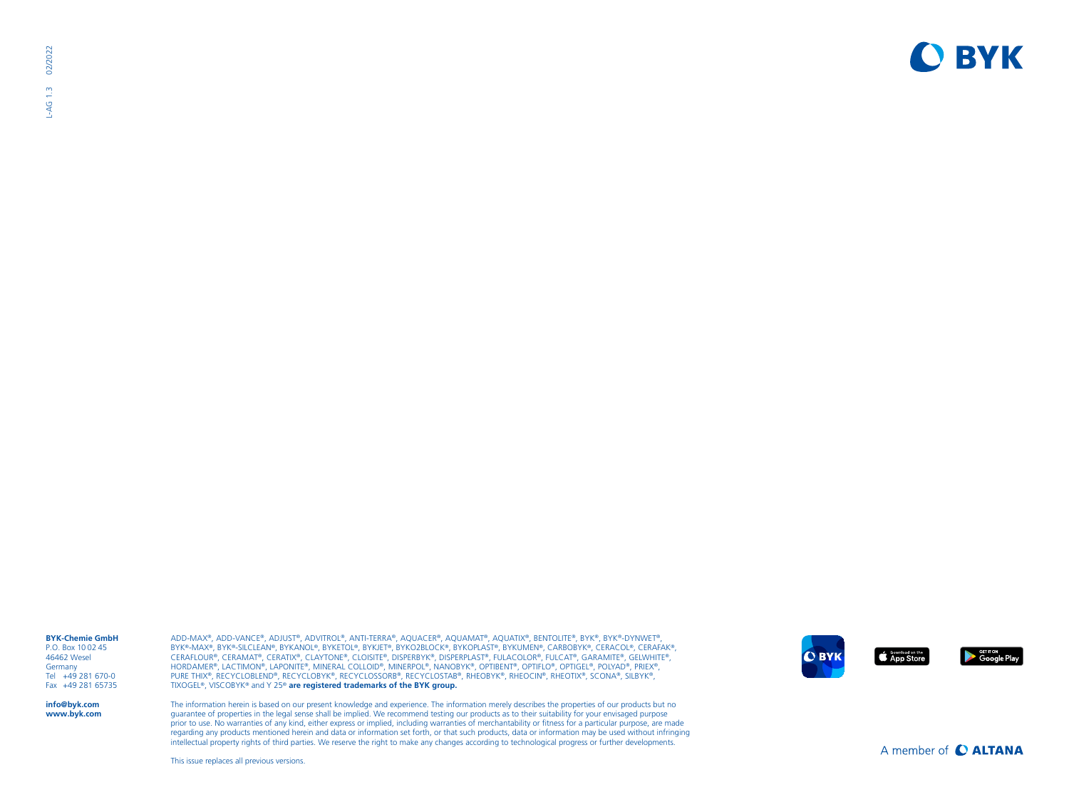L-AG 1.3 02/2022

**BYK-Chemie GmbH**
P.O. Box 10 02 45
46462 Wesel
Germany
Tel +49 281 670-0
Fax +49 281 65735

**info@byk.com**
**www.byk.com**

ADD-MAX®, ADD-VANCE®, ADJUST®, ADVITROL®, ANTI-TERRA®, AQUACER®, AQUAMAT®, AQUATIX®, BENTOLITE®, BYK®, BYK®-DYNWET®, BYK®-MAX®, BYK®-SILCLEAN®, BYKANOL®, BYKETOL®, BYKJET®, BYKO2BLOCK®, BYKOPLAST®, BYKUMEN®, CARBOBYK®, CERACOL®, CERAFAK®, CERAFLOUR®, CERAMAT®, CERATIX®, CLAYTONE®, CLOISITE®, DISPERBYK®, DISPERPLAST®, FULACOLOR®, FULCAT®, GARAMITE®, GELWHITE®, HORDAMER®, LACTIMON®, LAPONITE®, MINERAL COLLOID®, MINERPOL®, NANOBYK®, OPTIBENT®, OPTIFLO®, OPTIGEL®, POLYAD®, PRIEX®, PURE THIX®, RECYCLOBLEND®, RECYCLOBYK®, RECYCLOSSORB®, RECYCLOSTAB®, RHEOBYK®, RHEOCIN®, RHEOTIX®, SCONA®, SILBYK®, TIXOGEL®, VISCOBYK® and Y 25® **are registered trademarks of the BYK group.**

The information herein is based on our present knowledge and experience. The information merely describes the properties of our products but no guarantee of properties in the legal sense shall be implied. We recommend testing our products as to their suitability for your envisaged purpose prior to use. No warranties of any kind, either express or implied, including warranties of merchantability or fitness for a particular purpose, are made regarding any products mentioned herein and data or information set forth, or that such products, data or information may be used without infringing intellectual property rights of third parties. We reserve the right to make any changes according to technological progress or further developments.

This issue replaces all previous versions.

A member of ALTANA